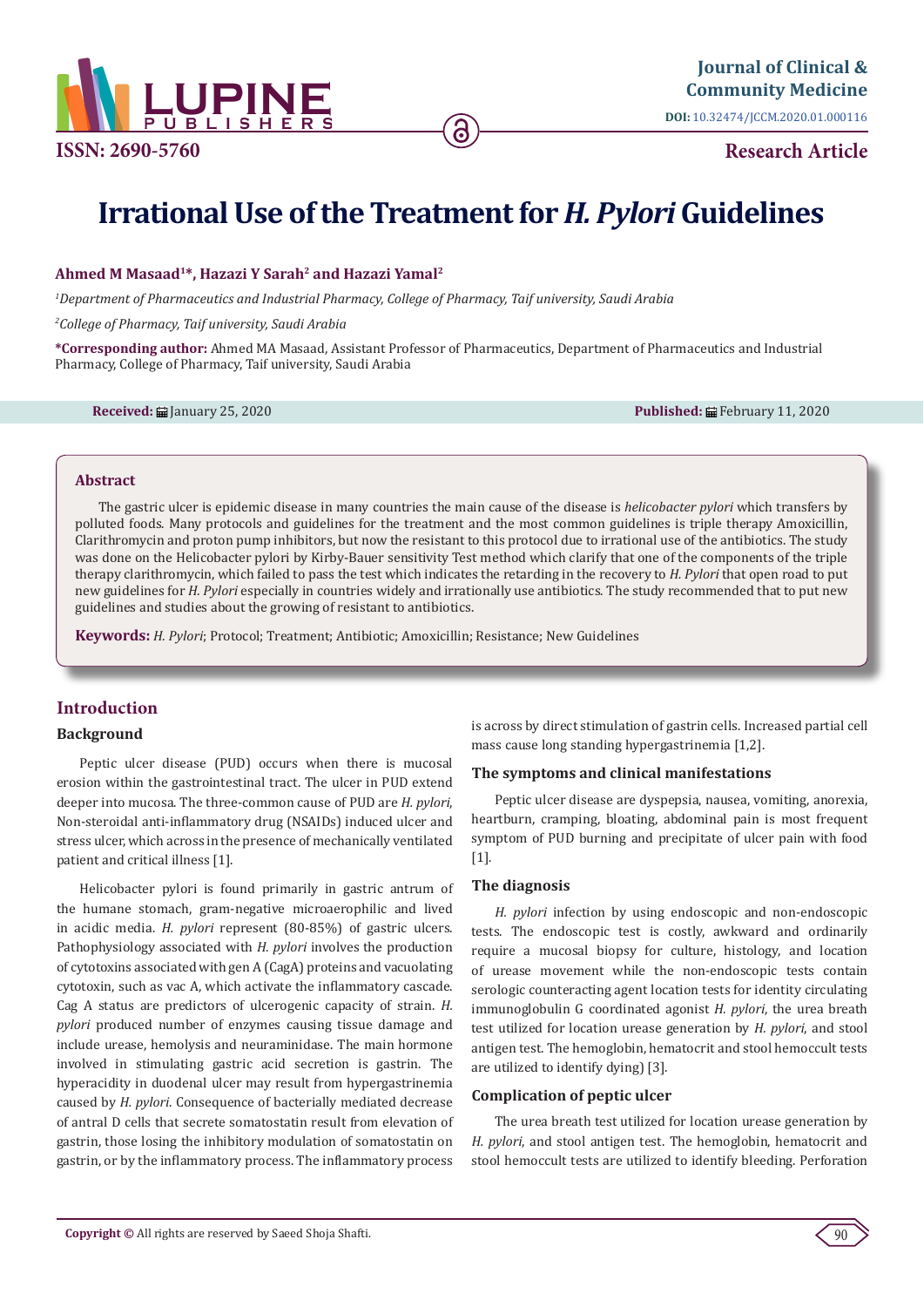Journal of Clinical & Community Medicine

DOI: 10.32474/JCCM.2020.01.000116

ISSN: 2690-5760

Research Article

# Irrational Use of the Treatment for *H. Pylori* Guidelines

**Ahmed M Masaad[1]\*, Hazazi Y Sarah[2] and Hazazi Yamal[2]**

[1]*Department of Pharmaceutics and Industrial Pharmacy, College of Pharmacy, Taif university, Saudi Arabia*

[2]*College of Pharmacy, Taif university, Saudi Arabia*

**\*Corresponding author:** Ahmed MA Masaad, Assistant Professor of Pharmaceutics, Department of Pharmaceutics and Industrial Pharmacy, College of Pharmacy, Taif university, Saudi Arabia

**Received:** January 25, 2020 **Published:** February 11, 2020

## Abstract

The gastric ulcer is epidemic disease in many countries the main cause of the disease is *helicobacter pylori* which transfers by polluted foods. Many protocols and guidelines for the treatment and the most common guidelines is triple therapy Amoxicillin, Clarithromycin and proton pump inhibitors, but now the resistant to this protocol due to irrational use of the antibiotics. The study was done on the Helicobacter pylori by Kirby-Bauer sensitivity Test method which clarify that one of the components of the triple therapy clarithromycin, which failed to pass the test which indicates the retarding in the recovery to *H. Pylori* that open road to put new guidelines for *H. Pylori* especially in countries widely and irrationally use antibiotics. The study recommended that to put new guidelines and studies about the growing of resistant to antibiotics.

**Keywords:** *H. Pylori*; Protocol; Treatment; Antibiotic; Amoxicillin; Resistance; New Guidelines

## Introduction

### Background

Peptic ulcer disease (PUD) occurs when there is mucosal erosion within the gastrointestinal tract. The ulcer in PUD extend deeper into mucosa. The three-common cause of PUD are *H. pylori*, Non-steroidal anti-inflammatory drug (NSAIDs) induced ulcer and stress ulcer, which across in the presence of mechanically ventilated patient and critical illness [1].

Helicobacter pylori is found primarily in gastric antrum of the humane stomach, gram-negative microaerophilic and lived in acidic media. *H. pylori* represent (80-85%) of gastric ulcers. Pathophysiology associated with *H. pylori* involves the production of cytotoxins associated with gen A (CagA) proteins and vacuolating cytotoxin, such as vac A, which activate the inflammatory cascade. Cag A status are predictors of ulcerogenic capacity of strain. *H. pylori* produced number of enzymes causing tissue damage and include urease, hemolysis and neuraminidase. The main hormone involved in stimulating gastric acid secretion is gastrin. The hyperacidity in duodenal ulcer may result from hypergastrinemia caused by *H. pylori*. Consequence of bacterially mediated decrease of antral D cells that secrete somatostatin result from elevation of gastrin, those losing the inhibitory modulation of somatostatin on gastrin, or by the inflammatory process. The inflammatory process is across by direct stimulation of gastrin cells. Increased partial cell mass cause long standing hypergastrinemia [1,2].

### The symptoms and clinical manifestations

Peptic ulcer disease are dyspepsia, nausea, vomiting, anorexia, heartburn, cramping, bloating, abdominal pain is most frequent symptom of PUD burning and precipitate of ulcer pain with food [1].

### The diagnosis

*H. pylori* infection by using endoscopic and non-endoscopic tests. The endoscopic test is costly, awkward and ordinarily require a mucosal biopsy for culture, histology, and location of urease movement while the non-endoscopic tests contain serologic counteracting agent location tests for identity circulating immunoglobulin G coordinated agonist *H. pylori*, the urea breath test utilized for location urease generation by *H. pylori*, and stool antigen test. The hemoglobin, hematocrit and stool hemoccult tests are utilized to identify dying) [3].

### Complication of peptic ulcer

The urea breath test utilized for location urease generation by *H. pylori*, and stool antigen test. The hemoglobin, hematocrit and stool hemoccult tests are utilized to identify bleeding. Perforation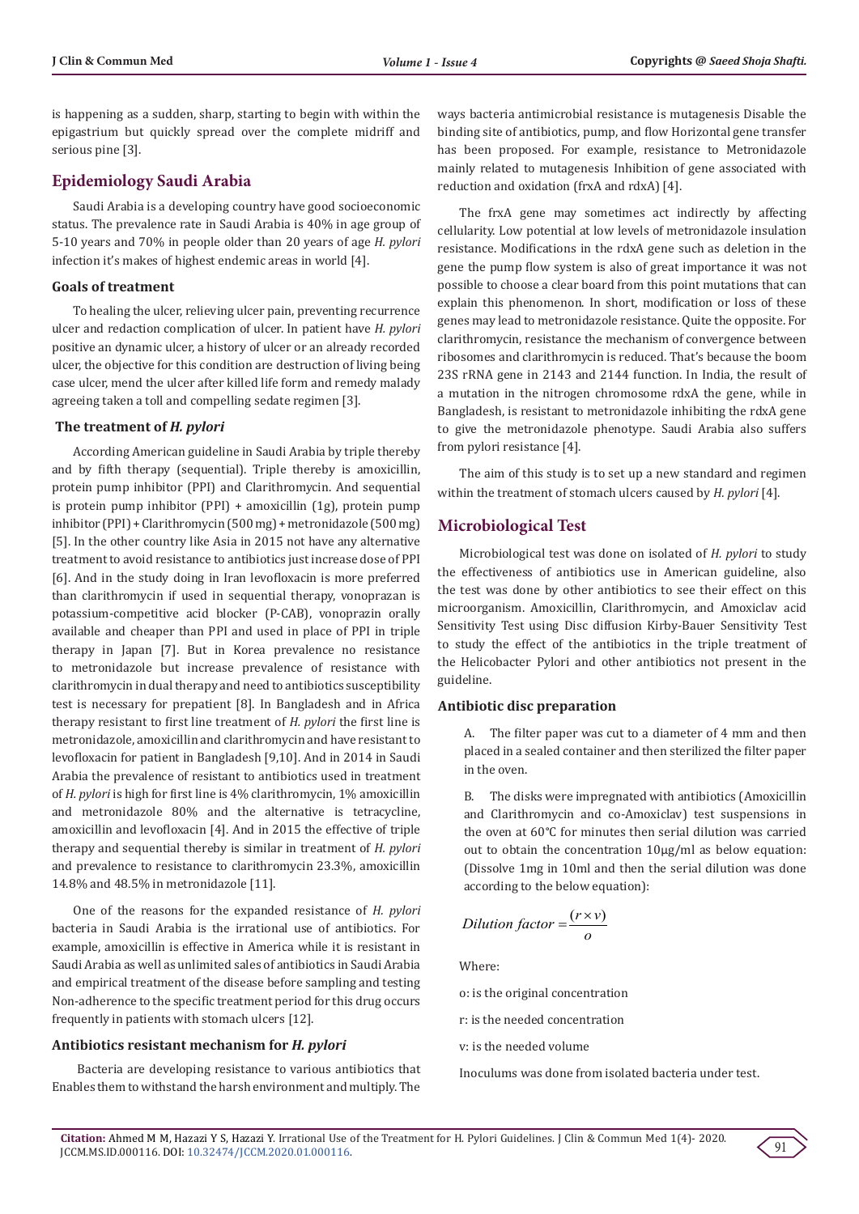is happening as a sudden, sharp, starting to begin with within the epigastrium but quickly spread over the complete midriff and serious pine [3].

## Epidemiology Saudi Arabia

Saudi Arabia is a developing country have good socioeconomic status. The prevalence rate in Saudi Arabia is 40% in age group of 5-10 years and 70% in people older than 20 years of age *H. pylori* infection it's makes of highest endemic areas in world [4].

### Goals of treatment

To healing the ulcer, relieving ulcer pain, preventing recurrence ulcer and redaction complication of ulcer. In patient have *H. pylori* positive an dynamic ulcer, a history of ulcer or an already recorded ulcer, the objective for this condition are destruction of living being case ulcer, mend the ulcer after killed life form and remedy malady agreeing taken a toll and compelling sedate regimen [3].

### The treatment of *H. pylori*

According American guideline in Saudi Arabia by triple thereby and by fifth therapy (sequential). Triple thereby is amoxicillin, protein pump inhibitor (PPI) and Clarithromycin. And sequential is protein pump inhibitor (PPI) + amoxicillin (1g), protein pump inhibitor (PPI) + Clarithromycin (500 mg) + metronidazole (500 mg) [5]. In the other country like Asia in 2015 not have any alternative treatment to avoid resistance to antibiotics just increase dose of PPI [6]. And in the study doing in Iran levofloxacin is more preferred than clarithromycin if used in sequential therapy, vonoprazan is potassium-competitive acid blocker (P-CAB), vonoprazin orally available and cheaper than PPI and used in place of PPI in triple therapy in Japan [7]. But in Korea prevalence no resistance to metronidazole but increase prevalence of resistance with clarithromycin in dual therapy and need to antibiotics susceptibility test is necessary for prepatient [8]. In Bangladesh and in Africa therapy resistant to first line treatment of *H. pylori* the first line is metronidazole, amoxicillin and clarithromycin and have resistant to levofloxacin for patient in Bangladesh [9,10]. And in 2014 in Saudi Arabia the prevalence of resistant to antibiotics used in treatment of *H. pylori* is high for first line is 4% clarithromycin, 1% amoxicillin and metronidazole 80% and the alternative is tetracycline, amoxicillin and levofloxacin [4]. And in 2015 the effective of triple therapy and sequential thereby is similar in treatment of *H. pylori* and prevalence to resistance to clarithromycin 23.3%, amoxicillin 14.8% and 48.5% in metronidazole [11].

One of the reasons for the expanded resistance of *H. pylori* bacteria in Saudi Arabia is the irrational use of antibiotics. For example, amoxicillin is effective in America while it is resistant in Saudi Arabia as well as unlimited sales of antibiotics in Saudi Arabia and empirical treatment of the disease before sampling and testing Non-adherence to the specific treatment period for this drug occurs frequently in patients with stomach ulcers [12].

### Antibiotics resistant mechanism for *H. pylori*

Bacteria are developing resistance to various antibiotics that Enables them to withstand the harsh environment and multiply. The ways bacteria antimicrobial resistance is mutagenesis Disable the binding site of antibiotics, pump, and flow Horizontal gene transfer has been proposed. For example, resistance to Metronidazole mainly related to mutagenesis Inhibition of gene associated with reduction and oxidation (frxA and rdxA) [4].

The frxA gene may sometimes act indirectly by affecting cellularity. Low potential at low levels of metronidazole insulation resistance. Modifications in the rdxA gene such as deletion in the gene the pump flow system is also of great importance it was not possible to choose a clear board from this point mutations that can explain this phenomenon. In short, modification or loss of these genes may lead to metronidazole resistance. Quite the opposite. For clarithromycin, resistance the mechanism of convergence between ribosomes and clarithromycin is reduced. That's because the boom 23S rRNA gene in 2143 and 2144 function. In India, the result of a mutation in the nitrogen chromosome rdxA the gene, while in Bangladesh, is resistant to metronidazole inhibiting the rdxA gene to give the metronidazole phenotype. Saudi Arabia also suffers from pylori resistance [4].

The aim of this study is to set up a new standard and regimen within the treatment of stomach ulcers caused by *H. pylori* [4].

## Microbiological Test

Microbiological test was done on isolated of *H. pylori* to study the effectiveness of antibiotics use in American guideline, also the test was done by other antibiotics to see their effect on this microorganism. Amoxicillin, Clarithromycin, and Amoxiclav acid Sensitivity Test using Disc diffusion Kirby-Bauer Sensitivity Test to study the effect of the antibiotics in the triple treatment of the Helicobacter Pylori and other antibiotics not present in the guideline.

### Antibiotic disc preparation

A. The filter paper was cut to a diameter of 4 mm and then placed in a sealed container and then sterilized the filter paper in the oven.

B. The disks were impregnated with antibiotics (Amoxicillin and Clarithromycin and co-Amoxiclav) test suspensions in the oven at 60°C for minutes then serial dilution was carried out to obtain the concentration 10μg/ml as below equation: (Dissolve 1mg in 10ml and then the serial dilution was done according to the below equation):

$$\text{Dilution factor} = \frac{(r \times v)}{o}$$

Where:

o: is the original concentration

r: is the needed concentration

v: is the needed volume

Inoculums was done from isolated bacteria under test.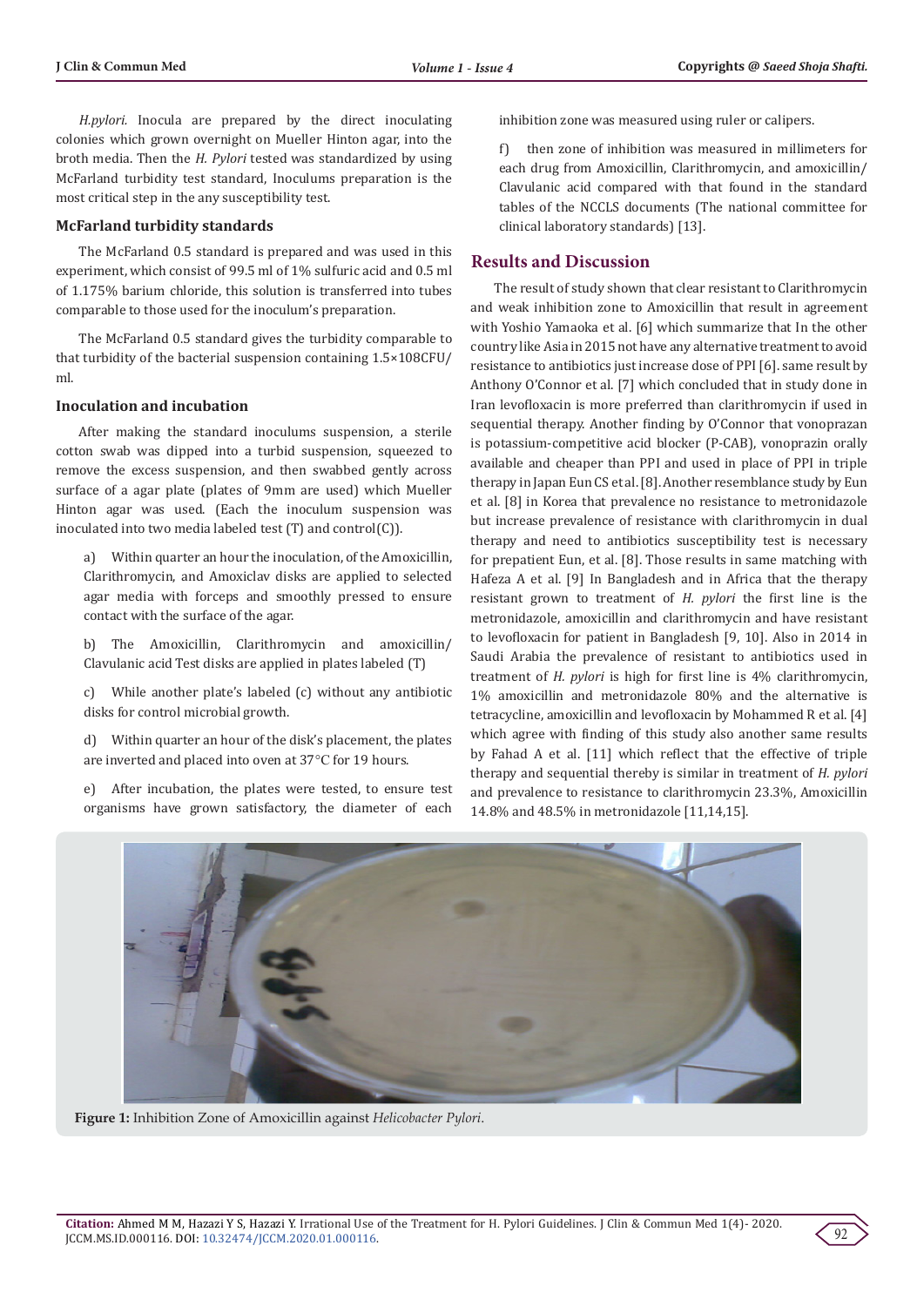*H.pylori*. Inocula are prepared by the direct inoculating colonies which grown overnight on Mueller Hinton agar, into the broth media. Then the *H. Pylori* tested was standardized by using McFarland turbidity test standard, Inoculums preparation is the most critical step in the any susceptibility test.

### McFarland turbidity standards

The McFarland 0.5 standard is prepared and was used in this experiment, which consist of 99.5 ml of 1% sulfuric acid and 0.5 ml of 1.175% barium chloride, this solution is transferred into tubes comparable to those used for the inoculum's preparation.

The McFarland 0.5 standard gives the turbidity comparable to that turbidity of the bacterial suspension containing 1.5×108CFU/ml.

### Inoculation and incubation

After making the standard inoculums suspension, a sterile cotton swab was dipped into a turbid suspension, squeezed to remove the excess suspension, and then swabbed gently across surface of a agar plate (plates of 9mm are used) which Mueller Hinton agar was used. (Each the inoculum suspension was inoculated into two media labeled test (T) and control(C)).

a) Within quarter an hour the inoculation, of the Amoxicillin, Clarithromycin, and Amoxiclav disks are applied to selected agar media with forceps and smoothly pressed to ensure contact with the surface of the agar.

b) The Amoxicillin, Clarithromycin and amoxicillin/Clavulanic acid Test disks are applied in plates labeled (T)

c) While another plate's labeled (c) without any antibiotic disks for control microbial growth.

d) Within quarter an hour of the disk's placement, the plates are inverted and placed into oven at 37°C for 19 hours.

e) After incubation, the plates were tested, to ensure test organisms have grown satisfactory, the diameter of each inhibition zone was measured using ruler or calipers.

f) then zone of inhibition was measured in millimeters for each drug from Amoxicillin, Clarithromycin, and amoxicillin/Clavulanic acid compared with that found in the standard tables of the NCCLS documents (The national committee for clinical laboratory standards) [13].

## Results and Discussion

The result of study shown that clear resistant to Clarithromycin and weak inhibition zone to Amoxicillin that result in agreement with Yoshio Yamaoka et al. [6] which summarize that In the other country like Asia in 2015 not have any alternative treatment to avoid resistance to antibiotics just increase dose of PPI [6]. same result by Anthony O'Connor et al. [7] which concluded that in study done in Iran levofloxacin is more preferred than clarithromycin if used in sequential therapy. Another finding by O'Connor that vonoprazan is potassium-competitive acid blocker (P-CAB), vonoprazin orally available and cheaper than PPI and used in place of PPI in triple therapy in Japan Eun CS et al. [8]. Another resemblance study by Eun et al. [8] in Korea that prevalence no resistance to metronidazole but increase prevalence of resistance with clarithromycin in dual therapy and need to antibiotics susceptibility test is necessary for prepatient Eun, et al. [8]. Those results in same matching with Hafeza A et al. [9] In Bangladesh and in Africa that the therapy resistant grown to treatment of *H. pylori* the first line is the metronidazole, amoxicillin and clarithromycin and have resistant to levofloxacin for patient in Bangladesh [9, 10]. Also in 2014 in Saudi Arabia the prevalence of resistant to antibiotics used in treatment of *H. pylori* is high for first line is 4% clarithromycin, 1% amoxicillin and metronidazole 80% and the alternative is tetracycline, amoxicillin and levofloxacin by Mohammed R et al. [4] which agree with finding of this study also another same results by Fahad A et al. [11] which reflect that the effective of triple therapy and sequential thereby is similar in treatment of *H. pylori* and prevalence to resistance to clarithromycin 23.3%, Amoxicillin 14.8% and 48.5% in metronidazole [11,14,15].

**Figure 1:** Inhibition Zone of Amoxicillin against *Helicobacter Pylori*.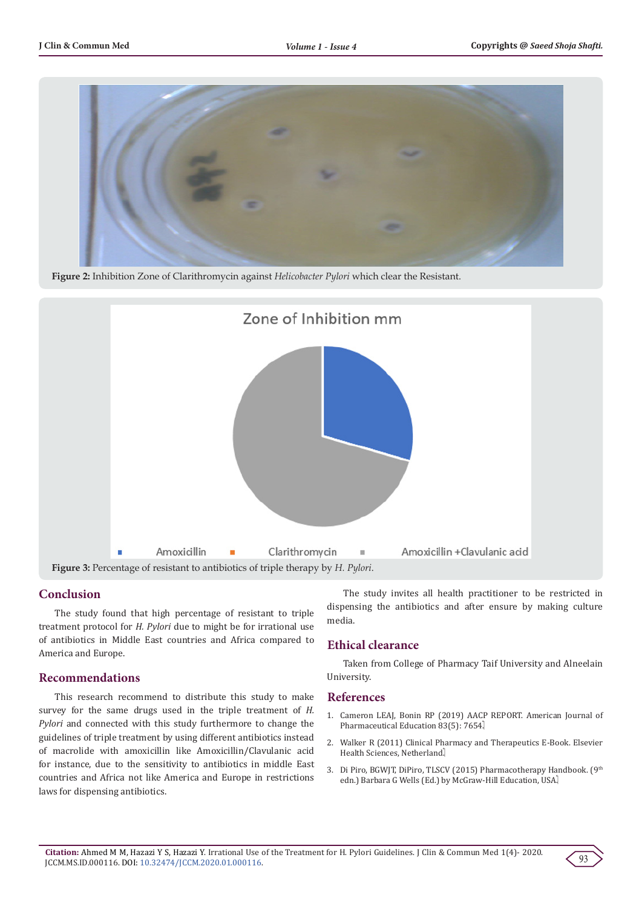**Figure 2:** Inhibition Zone of Clarithromycin against *Helicobacter Pylori* which clear the Resistant.

Zone of Inhibition mm

Amoxicillin ■ Clarithromycin ■ Amoxicillin +Clavulanic acid

**Figure 3:** Percentage of resistant to antibiotics of triple therapy by *H. Pylori*.

## Conclusion

The study found that high percentage of resistant to triple treatment protocol for *H. Pylori* due to might be for irrational use of antibiotics in Middle East countries and Africa compared to America and Europe.

## Recommendations

This research recommend to distribute this study to make survey for the same drugs used in the triple treatment of *H. Pylori* and connected with this study furthermore to change the guidelines of triple treatment by using different antibiotics instead of macrolide with amoxicillin like Amoxicillin/Clavulanic acid for instance, due to the sensitivity to antibiotics in middle East countries and Africa not like America and Europe in restrictions laws for dispensing antibiotics.

The study invites all health practitioner to be restricted in dispensing the antibiotics and after ensure by making culture media.

## Ethical clearance

Taken from College of Pharmacy Taif University and Alneelain University.

## References

1. Cameron LEAJ, Bonin RP (2019) AACP REPORT. American Journal of Pharmaceutical Education 83(5): 7654.
2. Walker R (2011) Clinical Pharmacy and Therapeutics E-Book. Elsevier Health Sciences, Netherland.
3. Di Piro, BGWJT, DiPiro, TLSCV (2015) Pharmacotherapy Handbook. (9th edn.) Barbara G Wells (Ed.) by McGraw-Hill Education, USA.

**Citation:** Ahmed M M, Hazazi Y S, Hazazi Y. Irrational Use of the Treatment for H. Pylori Guidelines. J Clin & Commun Med 1(4)- 2020. JCCM.MS.ID.000116. DOI: 10.32474/JCCM.2020.01.000116.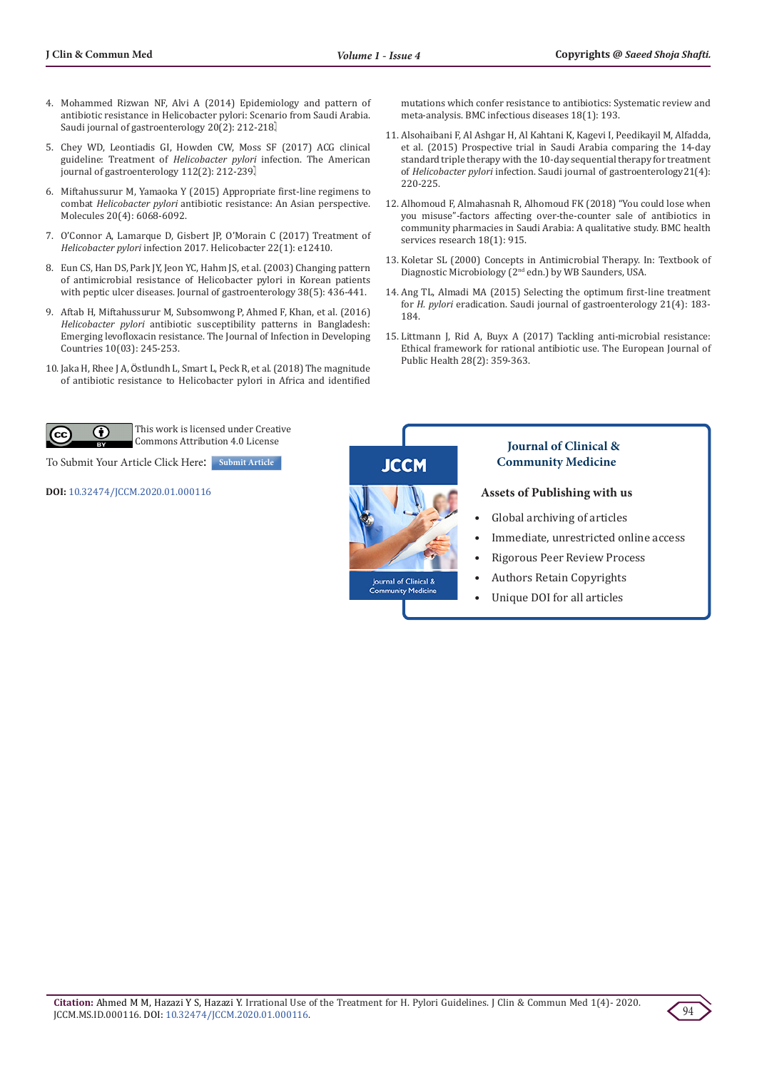4. Mohammed Rizwan NF, Alvi A (2014) Epidemiology and pattern of antibiotic resistance in Helicobacter pylori: Scenario from Saudi Arabia. Saudi journal of gastroenterology 20(2): 212-218.

5. Chey WD, Leontiadis GI, Howden CW, Moss SF (2017) ACG clinical guideline: Treatment of *Helicobacter pylori* infection. The American journal of gastroenterology 112(2): 212-239.

6. Miftahussurur M, Yamaoka Y (2015) Appropriate first-line regimens to combat *Helicobacter pylori* antibiotic resistance: An Asian perspective. Molecules 20(4): 6068-6092.

7. O'Connor A, Lamarque D, Gisbert JP, O'Morain C (2017) Treatment of *Helicobacter pylori* infection 2017. Helicobacter 22(1): e12410.

8. Eun CS, Han DS, Park JY, Jeon YC, Hahm JS, et al. (2003) Changing pattern of antimicrobial resistance of Helicobacter pylori in Korean patients with peptic ulcer diseases. Journal of gastroenterology 38(5): 436-441.

9. Aftab H, Miftahussurur M, Subsomwong P, Ahmed F, Khan, et al. (2016) *Helicobacter pylori* antibiotic susceptibility patterns in Bangladesh: Emerging levofloxacin resistance. The Journal of Infection in Developing Countries 10(03): 245-253.

10. Jaka H, Rhee J A, Östlundh L, Smart L, Peck R, et al. (2018) The magnitude of antibiotic resistance to Helicobacter pylori in Africa and identified mutations which confer resistance to antibiotics: Systematic review and meta-analysis. BMC infectious diseases 18(1): 193.

11. Alsohaibani F, Al Ashgar H, Al Kahtani K, Kagevi I, Peedikayil M, Alfadda, et al. (2015) Prospective trial in Saudi Arabia comparing the 14-day standard triple therapy with the 10-day sequential therapy for treatment of *Helicobacter pylori* infection. Saudi journal of gastroenterology 21(4): 220-225.

12. Alhomoud F, Almahasnah R, Alhomoud FK (2018) "You could lose when you misuse"-factors affecting over-the-counter sale of antibiotics in community pharmacies in Saudi Arabia: A qualitative study. BMC health services research 18(1): 915.

13. Koletar SL (2000) Concepts in Antimicrobial Therapy. In: Textbook of Diagnostic Microbiology (2nd edn.) by WB Saunders, USA.

14. Ang TL, Almadi MA (2015) Selecting the optimum first-line treatment for *H. pylori* eradication. Saudi journal of gastroenterology 21(4): 183-184.

15. Littmann J, Rid A, Buyx A (2017) Tackling anti-microbial resistance: Ethical framework for rational antibiotic use. The European Journal of Public Health 28(2): 359-363.

This work is licensed under Creative Commons Attribution 4.0 License

To Submit Your Article Click Here: Submit Article

**DOI:** 10.32474/JCCM.2020.01.000116

**Journal of Clinical & Community Medicine**

**Assets of Publishing with us**

- Global archiving of articles
- Immediate, unrestricted online access
- Rigorous Peer Review Process
- Authors Retain Copyrights
- Unique DOI for all articles

**Citation:** Ahmed M M, Hazazi Y S, Hazazi Y. Irrational Use of the Treatment for H. Pylori Guidelines. J Clin & Commun Med 1(4)- 2020. JCCM.MS.ID.000116. DOI: 10.32474/JCCM.2020.01.000116.